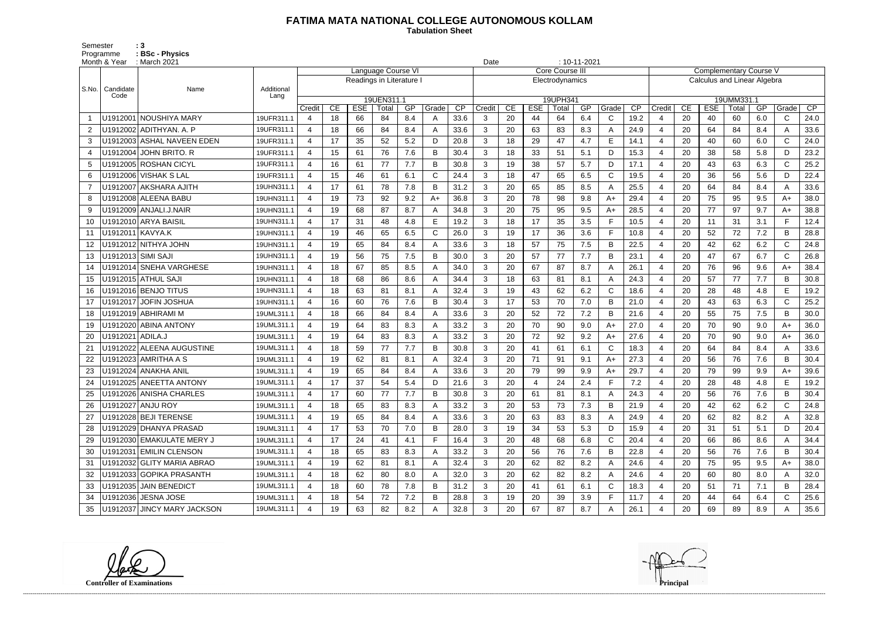# FATIMA MATA NATIONAL COLLEGE AUTONOMOUS KOLLAM

**Tabulation Sheet**

Semester : 3
Programme : BSc - Physics
Month & Year : March 2021
Date : 10-11-2021

| S.No. | Candidate Code | Name | Additional Lang | Language Course VI | | | | | | | Core Course III | | | | | | | Complementary Course V | | | | | | |
|---|---|---|---|---|---|---|---|---|---|---|---|---|---|---|---|---|---|---|---|---|---|---|---|---|
| | | | | Readings in Literature I | | | | | | | Electrodynamics | | | | | | | Calculus and Linear Algebra | | | | | | |
| | | | | 19UEN311.1 | | | | | | | 19UPH341 | | | | | | | 19UMM331.1 | | | | | | |
| | | | | Credit | CE | ESE | Total | GP | Grade | CP | Credit | CE | ESE | Total | GP | Grade | CP | Credit | CE | ESE | Total | GP | Grade | CP |
| 1 | U1912001 | NOUSHIYA MARY | 19UFR311.1 | 4 | 18 | 66 | 84 | 8.4 | A | 33.6 | 3 | 20 | 44 | 64 | 6.4 | C | 19.2 | 4 | 20 | 40 | 60 | 6.0 | C | 24.0 |
| 2 | U1912002 | ADITHYAN. A. P | 19UFR311.1 | 4 | 18 | 66 | 84 | 8.4 | A | 33.6 | 3 | 20 | 63 | 83 | 8.3 | A | 24.9 | 4 | 20 | 64 | 84 | 8.4 | A | 33.6 |
| 3 | U1912003 | ASHAL NAVEEN EDEN | 19UFR311.1 | 4 | 17 | 35 | 52 | 5.2 | D | 20.8 | 3 | 18 | 29 | 47 | 4.7 | E | 14.1 | 4 | 20 | 40 | 60 | 6.0 | C | 24.0 |
| 4 | U1912004 | JOHN BRITO. R | 19UFR311.1 | 4 | 15 | 61 | 76 | 7.6 | B | 30.4 | 3 | 18 | 33 | 51 | 5.1 | D | 15.3 | 4 | 20 | 38 | 58 | 5.8 | D | 23.2 |
| 5 | U1912005 | ROSHAN CICYL | 19UFR311.1 | 4 | 16 | 61 | 77 | 7.7 | B | 30.8 | 3 | 19 | 38 | 57 | 5.7 | D | 17.1 | 4 | 20 | 43 | 63 | 6.3 | C | 25.2 |
| 6 | U1912006 | VISHAK S LAL | 19UFR311.1 | 4 | 15 | 46 | 61 | 6.1 | C | 24.4 | 3 | 18 | 47 | 65 | 6.5 | C | 19.5 | 4 | 20 | 36 | 56 | 5.6 | D | 22.4 |
| 7 | U1912007 | AKSHARA AJITH | 19UHN311.1 | 4 | 17 | 61 | 78 | 7.8 | B | 31.2 | 3 | 20 | 65 | 85 | 8.5 | A | 25.5 | 4 | 20 | 64 | 84 | 8.4 | A | 33.6 |
| 8 | U1912008 | ALEENA BABU | 19UHN311.1 | 4 | 19 | 73 | 92 | 9.2 | A+ | 36.8 | 3 | 20 | 78 | 98 | 9.8 | A+ | 29.4 | 4 | 20 | 75 | 95 | 9.5 | A+ | 38.0 |
| 9 | U1912009 | ANJALI.J.NAIR | 19UHN311.1 | 4 | 19 | 68 | 87 | 8.7 | A | 34.8 | 3 | 20 | 75 | 95 | 9.5 | A+ | 28.5 | 4 | 20 | 77 | 97 | 9.7 | A+ | 38.8 |
| 10 | U1912010 | ARYA BAISIL | 19UHN311.1 | 4 | 17 | 31 | 48 | 4.8 | E | 19.2 | 3 | 18 | 17 | 35 | 3.5 | F | 10.5 | 4 | 20 | 11 | 31 | 3.1 | F | 12.4 |
| 11 | U1912011 | KAVYA.K | 19UHN311.1 | 4 | 19 | 46 | 65 | 6.5 | C | 26.0 | 3 | 19 | 17 | 36 | 3.6 | F | 10.8 | 4 | 20 | 52 | 72 | 7.2 | B | 28.8 |
| 12 | U1912012 | NITHYA JOHN | 19UHN311.1 | 4 | 19 | 65 | 84 | 8.4 | A | 33.6 | 3 | 18 | 57 | 75 | 7.5 | B | 22.5 | 4 | 20 | 42 | 62 | 6.2 | C | 24.8 |
| 13 | U1912013 | SIMI SAJI | 19UHN311.1 | 4 | 19 | 56 | 75 | 7.5 | B | 30.0 | 3 | 20 | 57 | 77 | 7.7 | B | 23.1 | 4 | 20 | 47 | 67 | 6.7 | C | 26.8 |
| 14 | U1912014 | SNEHA VARGHESE | 19UHN311.1 | 4 | 18 | 67 | 85 | 8.5 | A | 34.0 | 3 | 20 | 67 | 87 | 8.7 | A | 26.1 | 4 | 20 | 76 | 96 | 9.6 | A+ | 38.4 |
| 15 | U1912015 | ATHUL SAJI | 19UHN311.1 | 4 | 18 | 68 | 86 | 8.6 | A | 34.4 | 3 | 18 | 63 | 81 | 8.1 | A | 24.3 | 4 | 20 | 57 | 77 | 7.7 | B | 30.8 |
| 16 | U1912016 | BENJO TITUS | 19UHN311.1 | 4 | 18 | 63 | 81 | 8.1 | A | 32.4 | 3 | 19 | 43 | 62 | 6.2 | C | 18.6 | 4 | 20 | 28 | 48 | 4.8 | E | 19.2 |
| 17 | U1912017 | JOFIN JOSHUA | 19UHN311.1 | 4 | 16 | 60 | 76 | 7.6 | B | 30.4 | 3 | 17 | 53 | 70 | 7.0 | B | 21.0 | 4 | 20 | 43 | 63 | 6.3 | C | 25.2 |
| 18 | U1912019 | ABHIRAMI M | 19UML311.1 | 4 | 18 | 66 | 84 | 8.4 | A | 33.6 | 3 | 20 | 52 | 72 | 7.2 | B | 21.6 | 4 | 20 | 55 | 75 | 7.5 | B | 30.0 |
| 19 | U1912020 | ABINA ANTONY | 19UML311.1 | 4 | 19 | 64 | 83 | 8.3 | A | 33.2 | 3 | 20 | 70 | 90 | 9.0 | A+ | 27.0 | 4 | 20 | 70 | 90 | 9.0 | A+ | 36.0 |
| 20 | U1912021 | ADILA.J | 19UML311.1 | 4 | 19 | 64 | 83 | 8.3 | A | 33.2 | 3 | 20 | 72 | 92 | 9.2 | A+ | 27.6 | 4 | 20 | 70 | 90 | 9.0 | A+ | 36.0 |
| 21 | U1912022 | ALEENA AUGUSTINE | 19UML311.1 | 4 | 18 | 59 | 77 | 7.7 | B | 30.8 | 3 | 20 | 41 | 61 | 6.1 | C | 18.3 | 4 | 20 | 64 | 84 | 8.4 | A | 33.6 |
| 22 | U1912023 | AMRITHA A S | 19UML311.1 | 4 | 19 | 62 | 81 | 8.1 | A | 32.4 | 3 | 20 | 71 | 91 | 9.1 | A+ | 27.3 | 4 | 20 | 56 | 76 | 7.6 | B | 30.4 |
| 23 | U1912024 | ANAKHA ANIL | 19UML311.1 | 4 | 19 | 65 | 84 | 8.4 | A | 33.6 | 3 | 20 | 79 | 99 | 9.9 | A+ | 29.7 | 4 | 20 | 79 | 99 | 9.9 | A+ | 39.6 |
| 24 | U1912025 | ANEETTA ANTONY | 19UML311.1 | 4 | 17 | 37 | 54 | 5.4 | D | 21.6 | 3 | 20 | 4 | 24 | 2.4 | F | 7.2 | 4 | 20 | 28 | 48 | 4.8 | E | 19.2 |
| 25 | U1912026 | ANISHA CHARLES | 19UML311.1 | 4 | 17 | 60 | 77 | 7.7 | B | 30.8 | 3 | 20 | 61 | 81 | 8.1 | A | 24.3 | 4 | 20 | 56 | 76 | 7.6 | B | 30.4 |
| 26 | U1912027 | ANJU ROY | 19UML311.1 | 4 | 18 | 65 | 83 | 8.3 | A | 33.2 | 3 | 20 | 53 | 73 | 7.3 | B | 21.9 | 4 | 20 | 42 | 62 | 6.2 | C | 24.8 |
| 27 | U1912028 | BEJI TERENSE | 19UML311.1 | 4 | 19 | 65 | 84 | 8.4 | A | 33.6 | 3 | 20 | 63 | 83 | 8.3 | A | 24.9 | 4 | 20 | 62 | 82 | 8.2 | A | 32.8 |
| 28 | U1912029 | DHANYA PRASAD | 19UML311.1 | 4 | 17 | 53 | 70 | 7.0 | B | 28.0 | 3 | 19 | 34 | 53 | 5.3 | D | 15.9 | 4 | 20 | 31 | 51 | 5.1 | D | 20.4 |
| 29 | U1912030 | EMAKULATE MERY J | 19UML311.1 | 4 | 17 | 24 | 41 | 4.1 | F | 16.4 | 3 | 20 | 48 | 68 | 6.8 | C | 20.4 | 4 | 20 | 66 | 86 | 8.6 | A | 34.4 |
| 30 | U1912031 | EMILIN CLENSON | 19UML311.1 | 4 | 18 | 65 | 83 | 8.3 | A | 33.2 | 3 | 20 | 56 | 76 | 7.6 | B | 22.8 | 4 | 20 | 56 | 76 | 7.6 | B | 30.4 |
| 31 | U1912032 | GLITY MARIA ABRAO | 19UML311.1 | 4 | 19 | 62 | 81 | 8.1 | A | 32.4 | 3 | 20 | 62 | 82 | 8.2 | A | 24.6 | 4 | 20 | 75 | 95 | 9.5 | A+ | 38.0 |
| 32 | U1912033 | GOPIKA PRASANTH | 19UML311.1 | 4 | 18 | 62 | 80 | 8.0 | A | 32.0 | 3 | 20 | 62 | 82 | 8.2 | A | 24.6 | 4 | 20 | 60 | 80 | 8.0 | A | 32.0 |
| 33 | U1912035 | JAIN BENEDICT | 19UML311.1 | 4 | 18 | 60 | 78 | 7.8 | B | 31.2 | 3 | 20 | 41 | 61 | 6.1 | C | 18.3 | 4 | 20 | 51 | 71 | 7.1 | B | 28.4 |
| 34 | U1912036 | JESNA JOSE | 19UML311.1 | 4 | 18 | 54 | 72 | 7.2 | B | 28.8 | 3 | 19 | 20 | 39 | 3.9 | F | 11.7 | 4 | 20 | 44 | 64 | 6.4 | C | 25.6 |
| 35 | U1912037 | JINCY MARY JACKSON | 19UML311.1 | 4 | 19 | 63 | 82 | 8.2 | A | 32.8 | 3 | 20 | 67 | 87 | 8.7 | A | 26.1 | 4 | 20 | 69 | 89 | 8.9 | A | 35.6 |

Controller of Examinations

Principal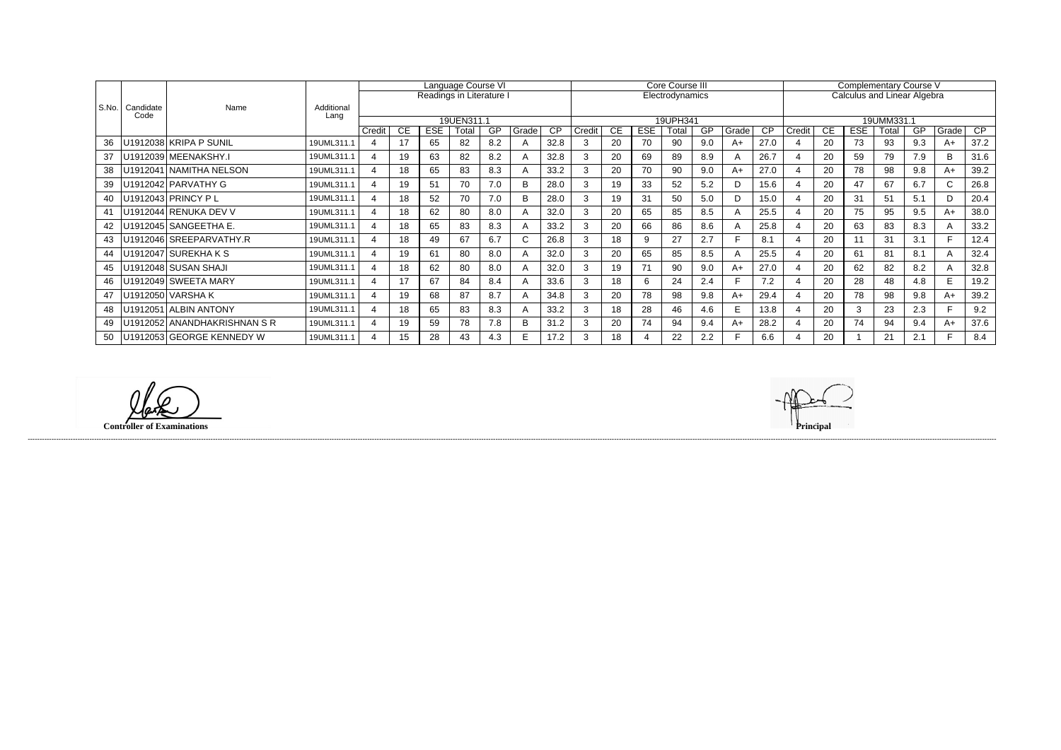| S.No. | Candidate Code | Name | Additional Lang | Language Course VI Readings in Literature I 19UEN311.1 | | | | | | | Core Course III Electrodynamics 19UPH341 | | | | | | | Complementary Course V Calculus and Linear Algebra 19UMM331.1 | | | | | | |
|---|---|---|---|---|---|---|---|---|---|---|---|---|---|---|---|---|---|---|---|---|---|---|---|---|
| | | | | Credit | CE | ESE | Total | GP | Grade | CP | Credit | CE | ESE | Total | GP | Grade | CP | Credit | CE | ESE | Total | GP | Grade | CP |
| 36 | U1912038 | KRIPA P SUNIL | 19UML311.1 | 4 | 17 | 65 | 82 | 8.2 | A | 32.8 | 3 | 20 | 70 | 90 | 9.0 | A+ | 27.0 | 4 | 20 | 73 | 93 | 9.3 | A+ | 37.2 |
| 37 | U1912039 | MEENAKSHY.I | 19UML311.1 | 4 | 19 | 63 | 82 | 8.2 | A | 32.8 | 3 | 20 | 69 | 89 | 8.9 | A | 26.7 | 4 | 20 | 59 | 79 | 7.9 | B | 31.6 |
| 38 | U1912041 | NAMITHA NELSON | 19UML311.1 | 4 | 18 | 65 | 83 | 8.3 | A | 33.2 | 3 | 20 | 70 | 90 | 9.0 | A+ | 27.0 | 4 | 20 | 78 | 98 | 9.8 | A+ | 39.2 |
| 39 | U1912042 | PARVATHY G | 19UML311.1 | 4 | 19 | 51 | 70 | 7.0 | B | 28.0 | 3 | 19 | 33 | 52 | 5.2 | D | 15.6 | 4 | 20 | 47 | 67 | 6.7 | C | 26.8 |
| 40 | U1912043 | PRINCY P L | 19UML311.1 | 4 | 18 | 52 | 70 | 7.0 | B | 28.0 | 3 | 19 | 31 | 50 | 5.0 | D | 15.0 | 4 | 20 | 31 | 51 | 5.1 | D | 20.4 |
| 41 | U1912044 | RENUKA DEV V | 19UML311.1 | 4 | 18 | 62 | 80 | 8.0 | A | 32.0 | 3 | 20 | 65 | 85 | 8.5 | A | 25.5 | 4 | 20 | 75 | 95 | 9.5 | A+ | 38.0 |
| 42 | U1912045 | SANGEETHA E. | 19UML311.1 | 4 | 18 | 65 | 83 | 8.3 | A | 33.2 | 3 | 20 | 66 | 86 | 8.6 | A | 25.8 | 4 | 20 | 63 | 83 | 8.3 | A | 33.2 |
| 43 | U1912046 | SREEPARVATHY.R | 19UML311.1 | 4 | 18 | 49 | 67 | 6.7 | C | 26.8 | 3 | 18 | 9 | 27 | 2.7 | F | 8.1 | 4 | 20 | 11 | 31 | 3.1 | F | 12.4 |
| 44 | U1912047 | SUREKHA K S | 19UML311.1 | 4 | 19 | 61 | 80 | 8.0 | A | 32.0 | 3 | 20 | 65 | 85 | 8.5 | A | 25.5 | 4 | 20 | 61 | 81 | 8.1 | A | 32.4 |
| 45 | U1912048 | SUSAN SHAJI | 19UML311.1 | 4 | 18 | 62 | 80 | 8.0 | A | 32.0 | 3 | 19 | 71 | 90 | 9.0 | A+ | 27.0 | 4 | 20 | 62 | 82 | 8.2 | A | 32.8 |
| 46 | U1912049 | SWEETA MARY | 19UML311.1 | 4 | 17 | 67 | 84 | 8.4 | A | 33.6 | 3 | 18 | 6 | 24 | 2.4 | F | 7.2 | 4 | 20 | 28 | 48 | 4.8 | E | 19.2 |
| 47 | U1912050 | VARSHA K | 19UML311.1 | 4 | 19 | 68 | 87 | 8.7 | A | 34.8 | 3 | 20 | 78 | 98 | 9.8 | A+ | 29.4 | 4 | 20 | 78 | 98 | 9.8 | A+ | 39.2 |
| 48 | U1912051 | ALBIN ANTONY | 19UML311.1 | 4 | 18 | 65 | 83 | 8.3 | A | 33.2 | 3 | 18 | 28 | 46 | 4.6 | E | 13.8 | 4 | 20 | 3 | 23 | 2.3 | F | 9.2 |
| 49 | U1912052 | ANANDHAKRISHNAN S R | 19UML311.1 | 4 | 19 | 59 | 78 | 7.8 | B | 31.2 | 3 | 20 | 74 | 94 | 9.4 | A+ | 28.2 | 4 | 20 | 74 | 94 | 9.4 | A+ | 37.6 |
| 50 | U1912053 | GEORGE KENNEDY W | 19UML311.1 | 4 | 15 | 28 | 43 | 4.3 | E | 17.2 | 3 | 18 | 4 | 22 | 2.2 | F | 6.6 | 4 | 20 | 1 | 21 | 2.1 | F | 8.4 |

**Controller of Examinations**

**Principal**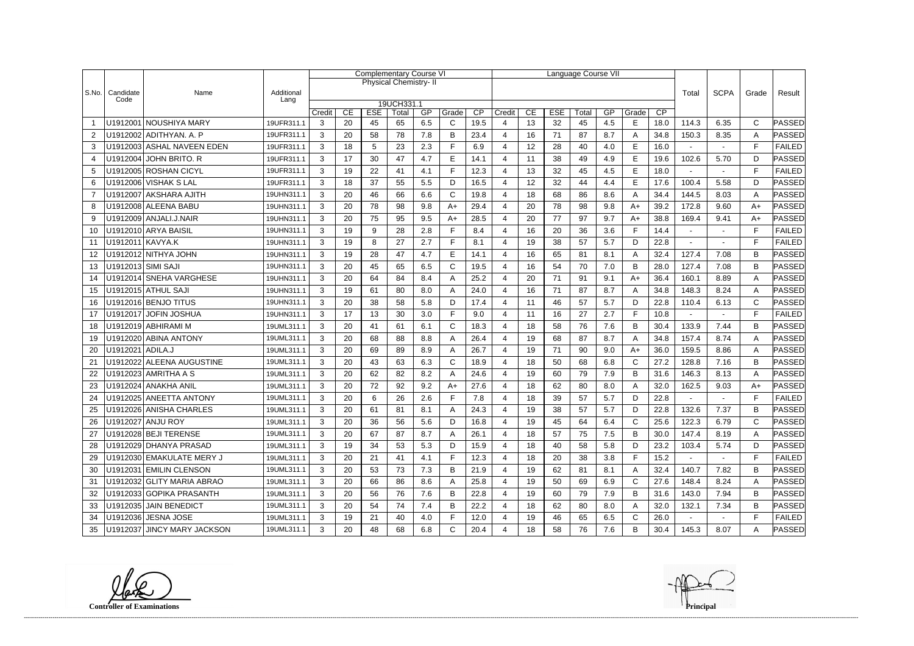| S.No. | Candidate Code | Name | Additional Lang | Complementary Course VI Physical Chemistry- II 19UCH331.1 | | | | | | | Language Course VII | | | | | | | Total | SCPA | Grade | Result |
|---|---|---|---|---|---|---|---|---|---|---|---|---|---|---|---|---|---|---|---|---|---|
| | | | | Credit | CE | ESE | Total | GP | Grade | CP | Credit | CE | ESE | Total | GP | Grade | CP | | | | |
| 1 | U1912001 | NOUSHIYA MARY | 19UFR311.1 | 3 | 20 | 45 | 65 | 6.5 | C | 19.5 | 4 | 13 | 32 | 45 | 4.5 | E | 18.0 | 114.3 | 6.35 | C | PASSED |
| 2 | U1912002 | ADITHYAN. A. P | 19UFR311.1 | 3 | 20 | 58 | 78 | 7.8 | B | 23.4 | 4 | 16 | 71 | 87 | 8.7 | A | 34.8 | 150.3 | 8.35 | A | PASSED |
| 3 | U1912003 | ASHAL NAVEEN EDEN | 19UFR311.1 | 3 | 18 | 5 | 23 | 2.3 | F | 6.9 | 4 | 12 | 28 | 40 | 4.0 | E | 16.0 | - | - | F | FAILED |
| 4 | U1912004 | JOHN BRITO. R | 19UFR311.1 | 3 | 17 | 30 | 47 | 4.7 | E | 14.1 | 4 | 11 | 38 | 49 | 4.9 | E | 19.6 | 102.6 | 5.70 | D | PASSED |
| 5 | U1912005 | ROSHAN CICYL | 19UFR311.1 | 3 | 19 | 22 | 41 | 4.1 | F | 12.3 | 4 | 13 | 32 | 45 | 4.5 | E | 18.0 | - | - | F | FAILED |
| 6 | U1912006 | VISHAK S LAL | 19UFR311.1 | 3 | 18 | 37 | 55 | 5.5 | D | 16.5 | 4 | 12 | 32 | 44 | 4.4 | E | 17.6 | 100.4 | 5.58 | D | PASSED |
| 7 | U1912007 | AKSHARA AJITH | 19UHN311.1 | 3 | 20 | 46 | 66 | 6.6 | C | 19.8 | 4 | 18 | 68 | 86 | 8.6 | A | 34.4 | 144.5 | 8.03 | A | PASSED |
| 8 | U1912008 | ALEENA BABU | 19UHN311.1 | 3 | 20 | 78 | 98 | 9.8 | A+ | 29.4 | 4 | 20 | 78 | 98 | 9.8 | A+ | 39.2 | 172.8 | 9.60 | A+ | PASSED |
| 9 | U1912009 | ANJALI.J.NAIR | 19UHN311.1 | 3 | 20 | 75 | 95 | 9.5 | A+ | 28.5 | 4 | 20 | 77 | 97 | 9.7 | A+ | 38.8 | 169.4 | 9.41 | A+ | PASSED |
| 10 | U1912010 | ARYA BAISIL | 19UHN311.1 | 3 | 19 | 9 | 28 | 2.8 | F | 8.4 | 4 | 16 | 20 | 36 | 3.6 | F | 14.4 | - | - | F | FAILED |
| 11 | U1912011 | KAVYA.K | 19UHN311.1 | 3 | 19 | 8 | 27 | 2.7 | F | 8.1 | 4 | 19 | 38 | 57 | 5.7 | D | 22.8 | - | - | F | FAILED |
| 12 | U1912012 | NITHYA JOHN | 19UHN311.1 | 3 | 19 | 28 | 47 | 4.7 | E | 14.1 | 4 | 16 | 65 | 81 | 8.1 | A | 32.4 | 127.4 | 7.08 | B | PASSED |
| 13 | U1912013 | SIMI SAJI | 19UHN311.1 | 3 | 20 | 45 | 65 | 6.5 | C | 19.5 | 4 | 16 | 54 | 70 | 7.0 | B | 28.0 | 127.4 | 7.08 | B | PASSED |
| 14 | U1912014 | SNEHA VARGHESE | 19UHN311.1 | 3 | 20 | 64 | 84 | 8.4 | A | 25.2 | 4 | 20 | 71 | 91 | 9.1 | A+ | 36.4 | 160.1 | 8.89 | A | PASSED |
| 15 | U1912015 | ATHUL SAJI | 19UHN311.1 | 3 | 19 | 61 | 80 | 8.0 | A | 24.0 | 4 | 16 | 71 | 87 | 8.7 | A | 34.8 | 148.3 | 8.24 | A | PASSED |
| 16 | U1912016 | BENJO TITUS | 19UHN311.1 | 3 | 20 | 38 | 58 | 5.8 | D | 17.4 | 4 | 11 | 46 | 57 | 5.7 | D | 22.8 | 110.4 | 6.13 | C | PASSED |
| 17 | U1912017 | JOFIN JOSHUA | 19UHN311.1 | 3 | 17 | 13 | 30 | 3.0 | F | 9.0 | 4 | 11 | 16 | 27 | 2.7 | F | 10.8 | - | - | F | FAILED |
| 18 | U1912019 | ABHIRAMI M | 19UML311.1 | 3 | 20 | 41 | 61 | 6.1 | C | 18.3 | 4 | 18 | 58 | 76 | 7.6 | B | 30.4 | 133.9 | 7.44 | B | PASSED |
| 19 | U1912020 | ABINA ANTONY | 19UML311.1 | 3 | 20 | 68 | 88 | 8.8 | A | 26.4 | 4 | 19 | 68 | 87 | 8.7 | A | 34.8 | 157.4 | 8.74 | A | PASSED |
| 20 | U1912021 | ADILA.J | 19UML311.1 | 3 | 20 | 69 | 89 | 8.9 | A | 26.7 | 4 | 19 | 71 | 90 | 9.0 | A+ | 36.0 | 159.5 | 8.86 | A | PASSED |
| 21 | U1912022 | ALEENA AUGUSTINE | 19UML311.1 | 3 | 20 | 43 | 63 | 6.3 | C | 18.9 | 4 | 18 | 50 | 68 | 6.8 | C | 27.2 | 128.8 | 7.16 | B | PASSED |
| 22 | U1912023 | AMRITHA A S | 19UML311.1 | 3 | 20 | 62 | 82 | 8.2 | A | 24.6 | 4 | 19 | 60 | 79 | 7.9 | B | 31.6 | 146.3 | 8.13 | A | PASSED |
| 23 | U1912024 | ANAKHA ANIL | 19UML311.1 | 3 | 20 | 72 | 92 | 9.2 | A+ | 27.6 | 4 | 18 | 62 | 80 | 8.0 | A | 32.0 | 162.5 | 9.03 | A+ | PASSED |
| 24 | U1912025 | ANEETTA ANTONY | 19UML311.1 | 3 | 20 | 6 | 26 | 2.6 | F | 7.8 | 4 | 18 | 39 | 57 | 5.7 | D | 22.8 | - | - | F | FAILED |
| 25 | U1912026 | ANISHA CHARLES | 19UML311.1 | 3 | 20 | 61 | 81 | 8.1 | A | 24.3 | 4 | 19 | 38 | 57 | 5.7 | D | 22.8 | 132.6 | 7.37 | B | PASSED |
| 26 | U1912027 | ANJU ROY | 19UML311.1 | 3 | 20 | 36 | 56 | 5.6 | D | 16.8 | 4 | 19 | 45 | 64 | 6.4 | C | 25.6 | 122.3 | 6.79 | C | PASSED |
| 27 | U1912028 | BEJI TERENSE | 19UML311.1 | 3 | 20 | 67 | 87 | 8.7 | A | 26.1 | 4 | 18 | 57 | 75 | 7.5 | B | 30.0 | 147.4 | 8.19 | A | PASSED |
| 28 | U1912029 | DHANYA PRASAD | 19UML311.1 | 3 | 19 | 34 | 53 | 5.3 | D | 15.9 | 4 | 18 | 40 | 58 | 5.8 | D | 23.2 | 103.4 | 5.74 | D | PASSED |
| 29 | U1912030 | EMAKULATE MERY J | 19UML311.1 | 3 | 20 | 21 | 41 | 4.1 | F | 12.3 | 4 | 18 | 20 | 38 | 3.8 | F | 15.2 | - | - | F | FAILED |
| 30 | U1912031 | EMILIN CLENSON | 19UML311.1 | 3 | 20 | 53 | 73 | 7.3 | B | 21.9 | 4 | 19 | 62 | 81 | 8.1 | A | 32.4 | 140.7 | 7.82 | B | PASSED |
| 31 | U1912032 | GLITY MARIA ABRAO | 19UML311.1 | 3 | 20 | 66 | 86 | 8.6 | A | 25.8 | 4 | 19 | 50 | 69 | 6.9 | C | 27.6 | 148.4 | 8.24 | A | PASSED |
| 32 | U1912033 | GOPIKA PRASANTH | 19UML311.1 | 3 | 20 | 56 | 76 | 7.6 | B | 22.8 | 4 | 19 | 60 | 79 | 7.9 | B | 31.6 | 143.0 | 7.94 | B | PASSED |
| 33 | U1912035 | JAIN BENEDICT | 19UML311.1 | 3 | 20 | 54 | 74 | 7.4 | B | 22.2 | 4 | 18 | 62 | 80 | 8.0 | A | 32.0 | 132.1 | 7.34 | B | PASSED |
| 34 | U1912036 | JESNA JOSE | 19UML311.1 | 3 | 19 | 21 | 40 | 4.0 | F | 12.0 | 4 | 19 | 46 | 65 | 6.5 | C | 26.0 | - | - | F | FAILED |
| 35 | U1912037 | JINCY MARY JACKSON | 19UML311.1 | 3 | 20 | 48 | 68 | 6.8 | C | 20.4 | 4 | 18 | 58 | 76 | 7.6 | B | 30.4 | 145.3 | 8.07 | A | PASSED |

**Controller of Examinations**

**Principal**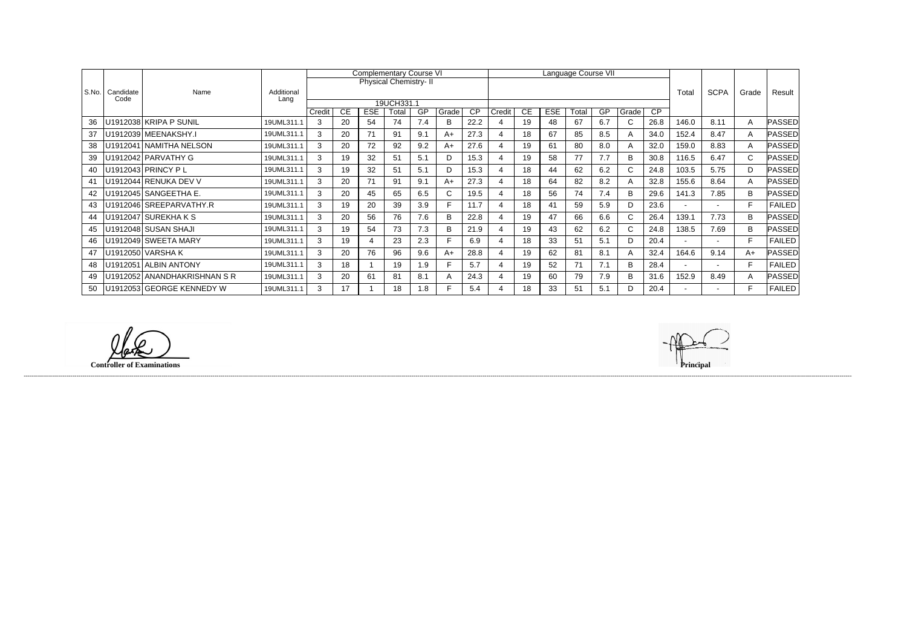| S.No. | Candidate Code | Name | Additional Lang | Complementary Course VI Physical Chemistry- II 19UCH331.1 | | | | | | | Language Course VII | | | | | | | Total | SCPA | Grade | Result |
|---|---|---|---|---|---|---|---|---|---|---|---|---|---|---|---|---|---|---|---|---|---|
| | | | | Credit | CE | ESE | Total | GP | Grade | CP | Credit | CE | ESE | Total | GP | Grade | CP | | | | |
| 36 | U1912038 | KRIPA P SUNIL | 19UML311.1 | 3 | 20 | 54 | 74 | 7.4 | B | 22.2 | 4 | 19 | 48 | 67 | 6.7 | C | 26.8 | 146.0 | 8.11 | A | PASSED |
| 37 | U1912039 | MEENAKSHY.I | 19UML311.1 | 3 | 20 | 71 | 91 | 9.1 | A+ | 27.3 | 4 | 18 | 67 | 85 | 8.5 | A | 34.0 | 152.4 | 8.47 | A | PASSED |
| 38 | U1912041 | NAMITHA NELSON | 19UML311.1 | 3 | 20 | 72 | 92 | 9.2 | A+ | 27.6 | 4 | 19 | 61 | 80 | 8.0 | A | 32.0 | 159.0 | 8.83 | A | PASSED |
| 39 | U1912042 | PARVATHY G | 19UML311.1 | 3 | 19 | 32 | 51 | 5.1 | D | 15.3 | 4 | 19 | 58 | 77 | 7.7 | B | 30.8 | 116.5 | 6.47 | C | PASSED |
| 40 | U1912043 | PRINCY P L | 19UML311.1 | 3 | 19 | 32 | 51 | 5.1 | D | 15.3 | 4 | 18 | 44 | 62 | 6.2 | C | 24.8 | 103.5 | 5.75 | D | PASSED |
| 41 | U1912044 | RENUKA DEV V | 19UML311.1 | 3 | 20 | 71 | 91 | 9.1 | A+ | 27.3 | 4 | 18 | 64 | 82 | 8.2 | A | 32.8 | 155.6 | 8.64 | A | PASSED |
| 42 | U1912045 | SANGEETHA E. | 19UML311.1 | 3 | 20 | 45 | 65 | 6.5 | C | 19.5 | 4 | 18 | 56 | 74 | 7.4 | B | 29.6 | 141.3 | 7.85 | B | PASSED |
| 43 | U1912046 | SREEPARVATHY.R | 19UML311.1 | 3 | 19 | 20 | 39 | 3.9 | F | 11.7 | 4 | 18 | 41 | 59 | 5.9 | D | 23.6 | - | - | F | FAILED |
| 44 | U1912047 | SUREKHA K S | 19UML311.1 | 3 | 20 | 56 | 76 | 7.6 | B | 22.8 | 4 | 19 | 47 | 66 | 6.6 | C | 26.4 | 139.1 | 7.73 | B | PASSED |
| 45 | U1912048 | SUSAN SHAJI | 19UML311.1 | 3 | 19 | 54 | 73 | 7.3 | B | 21.9 | 4 | 19 | 43 | 62 | 6.2 | C | 24.8 | 138.5 | 7.69 | B | PASSED |
| 46 | U1912049 | SWEETA MARY | 19UML311.1 | 3 | 19 | 4 | 23 | 2.3 | F | 6.9 | 4 | 18 | 33 | 51 | 5.1 | D | 20.4 | - | - | F | FAILED |
| 47 | U1912050 | VARSHA K | 19UML311.1 | 3 | 20 | 76 | 96 | 9.6 | A+ | 28.8 | 4 | 19 | 62 | 81 | 8.1 | A | 32.4 | 164.6 | 9.14 | A+ | PASSED |
| 48 | U1912051 | ALBIN ANTONY | 19UML311.1 | 3 | 18 | 1 | 19 | 1.9 | F | 5.7 | 4 | 19 | 52 | 71 | 7.1 | B | 28.4 | - | - | F | FAILED |
| 49 | U1912052 | ANANDHAKRISHNAN S R | 19UML311.1 | 3 | 20 | 61 | 81 | 8.1 | A | 24.3 | 4 | 19 | 60 | 79 | 7.9 | B | 31.6 | 152.9 | 8.49 | A | PASSED |
| 50 | U1912053 | GEORGE KENNEDY W | 19UML311.1 | 3 | 17 | 1 | 18 | 1.8 | F | 5.4 | 4 | 18 | 33 | 51 | 5.1 | D | 20.4 | - | - | F | FAILED |

**Controller of Examinations**

**Principal**